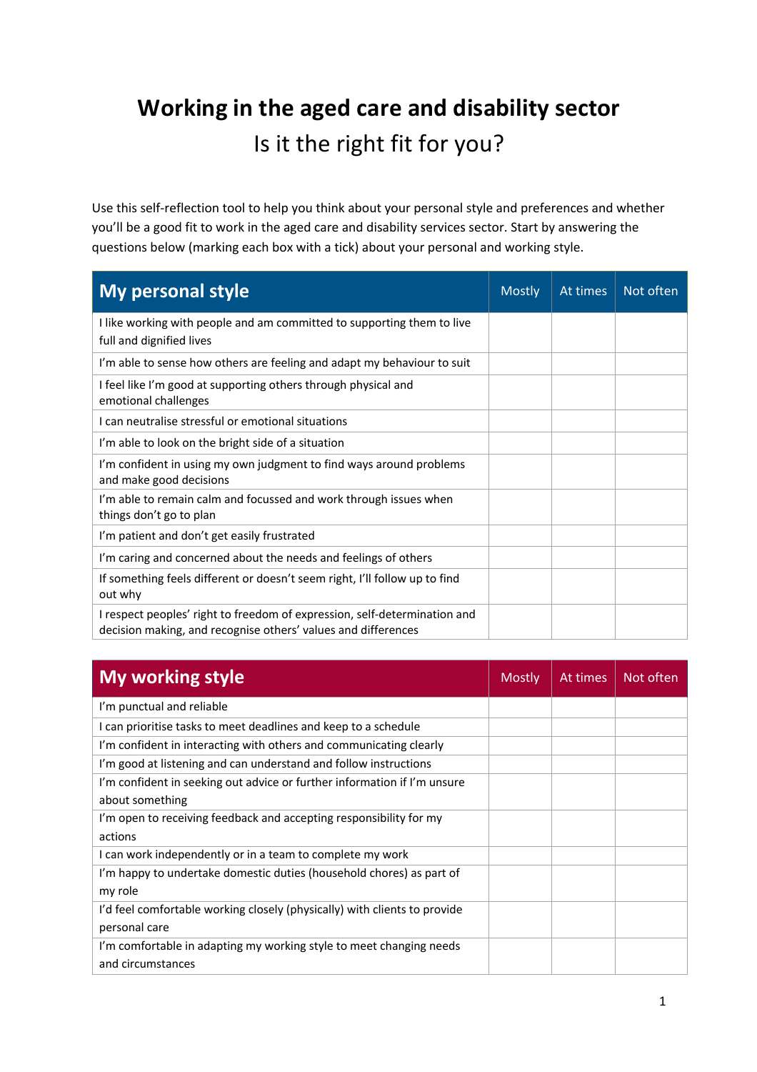# Working in the aged care and disability sector

## Is it the right fit for you?

Use this self-reflection tool to help you think about your personal style and preferences and whether you'll be a good fit to work in the aged care and disability services sector. Start by answering the questions below (marking each box with a tick) about your personal and working style.

| My personal style | Mostly | At times | Not often |
|---|---|---|---|
| I like working with people and am committed to supporting them to live full and dignified lives | | | |
| I'm able to sense how others are feeling and adapt my behaviour to suit | | | |
| I feel like I'm good at supporting others through physical and emotional challenges | | | |
| I can neutralise stressful or emotional situations | | | |
| I'm able to look on the bright side of a situation | | | |
| I'm confident in using my own judgment to find ways around problems and make good decisions | | | |
| I'm able to remain calm and focussed and work through issues when things don't go to plan | | | |
| I'm patient and don't get easily frustrated | | | |
| I'm caring and concerned about the needs and feelings of others | | | |
| If something feels different or doesn't seem right, I'll follow up to find out why | | | |
| I respect peoples' right to freedom of expression, self-determination and decision making, and recognise others' values and differences | | | |

| My working style | Mostly | At times | Not often |
|---|---|---|---|
| I'm punctual and reliable | | | |
| I can prioritise tasks to meet deadlines and keep to a schedule | | | |
| I'm confident in interacting with others and communicating clearly | | | |
| I'm good at listening and can understand and follow instructions | | | |
| I'm confident in seeking out advice or further information if I'm unsure about something | | | |
| I'm open to receiving feedback and accepting responsibility for my actions | | | |
| I can work independently or in a team to complete my work | | | |
| I'm happy to undertake domestic duties (household chores) as part of my role | | | |
| I'd feel comfortable working closely (physically) with clients to provide personal care | | | |
| I'm comfortable in adapting my working style to meet changing needs and circumstances | | | |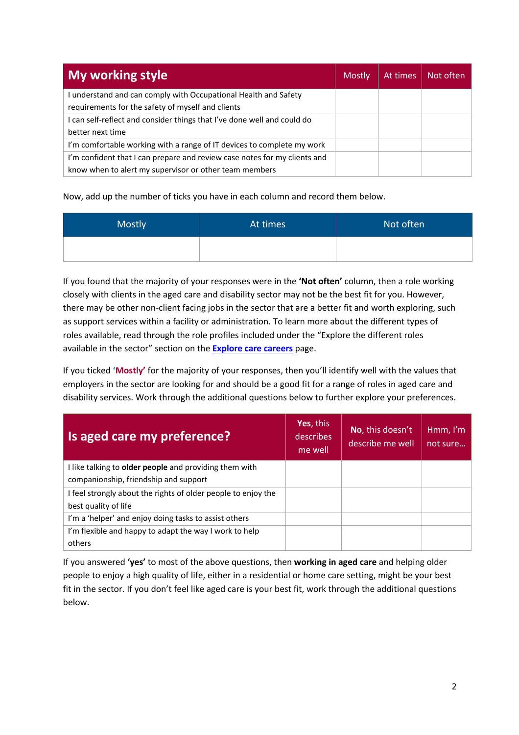| My working style | Mostly | At times | Not often |
| --- | --- | --- | --- |
| I understand and can comply with Occupational Health and Safety requirements for the safety of myself and clients | | | |
| I can self-reflect and consider things that I've done well and could do better next time | | | |
| I'm comfortable working with a range of IT devices to complete my work | | | |
| I'm confident that I can prepare and review case notes for my clients and know when to alert my supervisor or other team members | | | |

Now, add up the number of ticks you have in each column and record them below.

| Mostly | At times | Not often |
| --- | --- | --- |
| | | |

If you found that the majority of your responses were in the **'Not often'** column, then a role working closely with clients in the aged care and disability sector may not be the best fit for you. However, there may be other non-client facing jobs in the sector that are a better fit and worth exploring, such as support services within a facility or administration. To learn more about the different types of roles available, read through the role profiles included under the "Explore the different roles available in the sector" section on the **Explore care careers** page.

If you ticked **'Mostly'** for the majority of your responses, then you'll identify well with the values that employers in the sector are looking for and should be a good fit for a range of roles in aged care and disability services. Work through the additional questions below to further explore your preferences.

| Is aged care my preference? | **Yes**, this describes me well | **No**, this doesn't describe me well | Hmm, I'm not sure… |
| --- | --- | --- | --- |
| I like talking to **older people** and providing them with companionship, friendship and support | | | |
| I feel strongly about the rights of older people to enjoy the best quality of life | | | |
| I'm a 'helper' and enjoy doing tasks to assist others | | | |
| I'm flexible and happy to adapt the way I work to help others | | | |

If you answered **'yes'** to most of the above questions, then **working in aged care** and helping older people to enjoy a high quality of life, either in a residential or home care setting, might be your best fit in the sector. If you don't feel like aged care is your best fit, work through the additional questions below.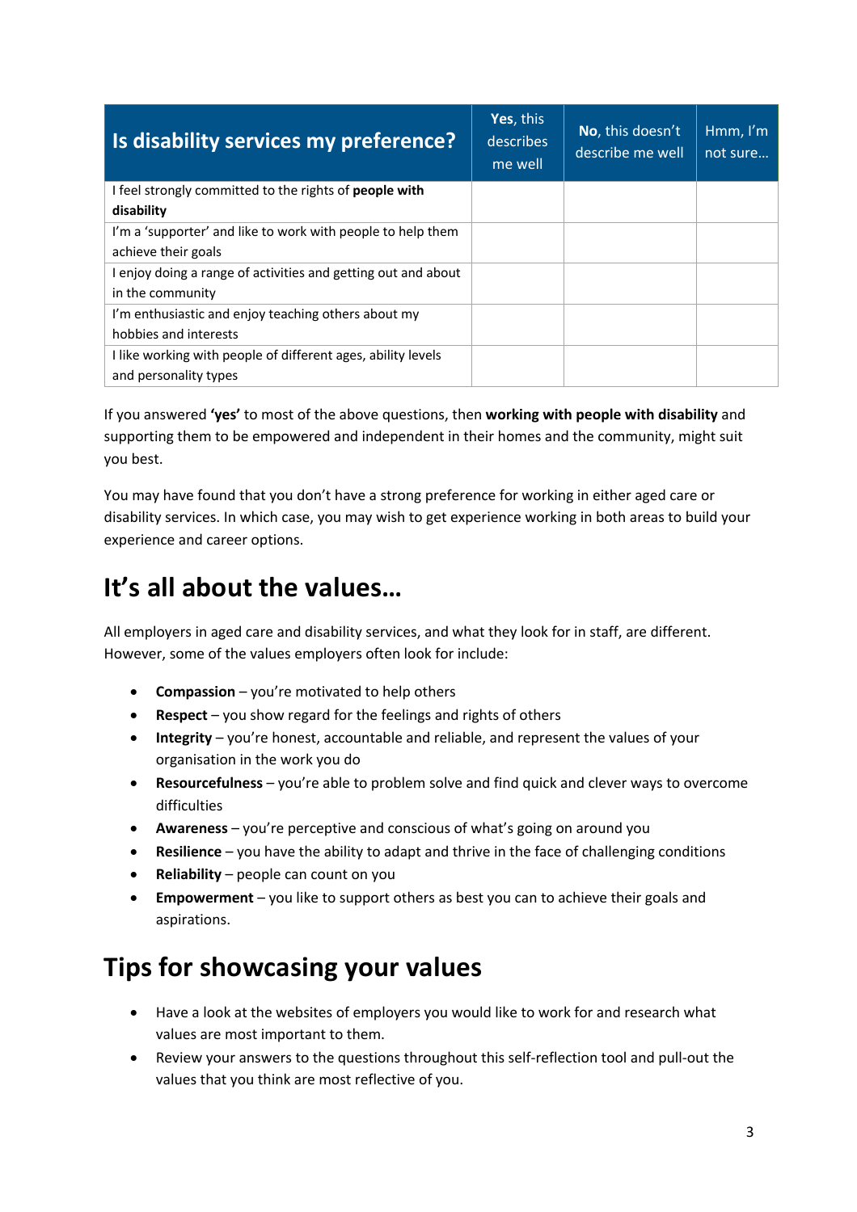| Is disability services my preference? | **Yes**, this describes me well | **No**, this doesn't describe me well | Hmm, I'm not sure… |
| --- | --- | --- | --- |
| I feel strongly committed to the rights of **people with disability** | | | |
| I'm a 'supporter' and like to work with people to help them achieve their goals | | | |
| I enjoy doing a range of activities and getting out and about in the community | | | |
| I'm enthusiastic and enjoy teaching others about my hobbies and interests | | | |
| I like working with people of different ages, ability levels and personality types | | | |

If you answered **'yes'** to most of the above questions, then **working with people with disability** and supporting them to be empowered and independent in their homes and the community, might suit you best.

You may have found that you don't have a strong preference for working in either aged care or disability services. In which case, you may wish to get experience working in both areas to build your experience and career options.

## It's all about the values…

All employers in aged care and disability services, and what they look for in staff, are different. However, some of the values employers often look for include:

- **Compassion** – you're motivated to help others
- **Respect** – you show regard for the feelings and rights of others
- **Integrity** – you're honest, accountable and reliable, and represent the values of your organisation in the work you do
- **Resourcefulness** – you're able to problem solve and find quick and clever ways to overcome difficulties
- **Awareness** – you're perceptive and conscious of what's going on around you
- **Resilience** – you have the ability to adapt and thrive in the face of challenging conditions
- **Reliability** – people can count on you
- **Empowerment** – you like to support others as best you can to achieve their goals and aspirations.

## Tips for showcasing your values

- Have a look at the websites of employers you would like to work for and research what values are most important to them.
- Review your answers to the questions throughout this self-reflection tool and pull-out the values that you think are most reflective of you.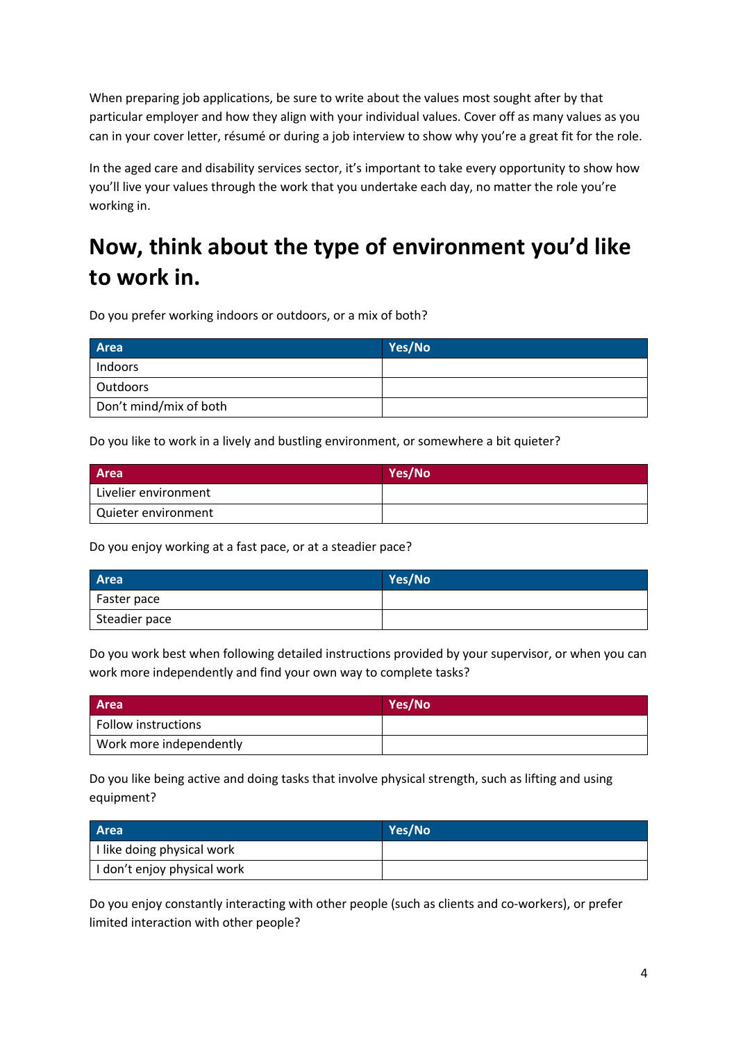When preparing job applications, be sure to write about the values most sought after by that particular employer and how they align with your individual values. Cover off as many values as you can in your cover letter, résumé or during a job interview to show why you're a great fit for the role.

In the aged care and disability services sector, it's important to take every opportunity to show how you'll live your values through the work that you undertake each day, no matter the role you're working in.

## Now, think about the type of environment you'd like to work in.

Do you prefer working indoors or outdoors, or a mix of both?

| Area | Yes/No |
|---|---|
| Indoors | |
| Outdoors | |
| Don't mind/mix of both | |

Do you like to work in a lively and bustling environment, or somewhere a bit quieter?

| Area | Yes/No |
|---|---|
| Livelier environment | |
| Quieter environment | |

Do you enjoy working at a fast pace, or at a steadier pace?

| Area | Yes/No |
|---|---|
| Faster pace | |
| Steadier pace | |

Do you work best when following detailed instructions provided by your supervisor, or when you can work more independently and find your own way to complete tasks?

| Area | Yes/No |
|---|---|
| Follow instructions | |
| Work more independently | |

Do you like being active and doing tasks that involve physical strength, such as lifting and using equipment?

| Area | Yes/No |
|---|---|
| I like doing physical work | |
| I don't enjoy physical work | |

Do you enjoy constantly interacting with other people (such as clients and co-workers), or prefer limited interaction with other people?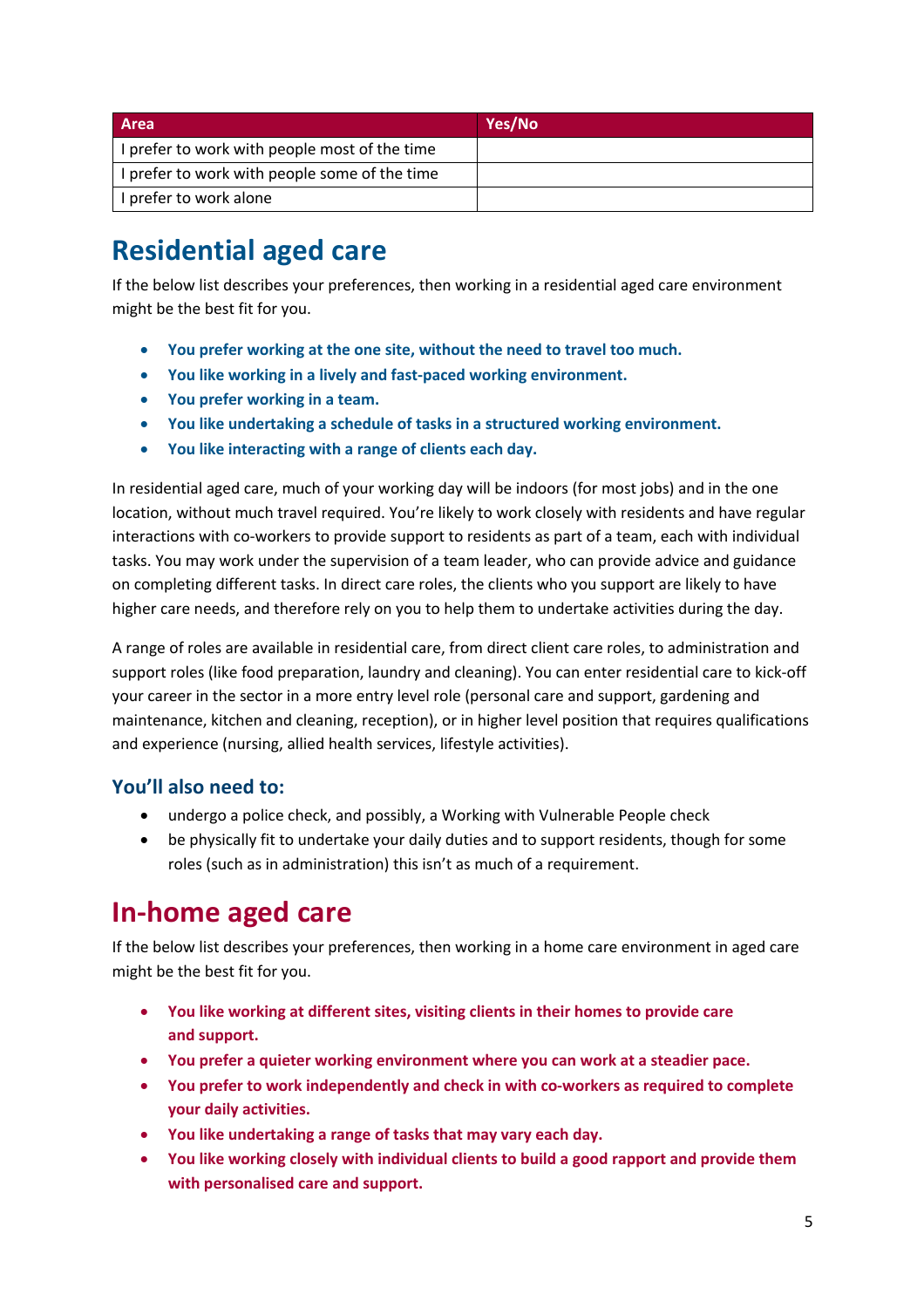| Area | Yes/No |
| --- | --- |
| I prefer to work with people most of the time | |
| I prefer to work with people some of the time | |
| I prefer to work alone | |

# Residential aged care

If the below list describes your preferences, then working in a residential aged care environment might be the best fit for you.

- **You prefer working at the one site, without the need to travel too much.**
- **You like working in a lively and fast-paced working environment.**
- **You prefer working in a team.**
- **You like undertaking a schedule of tasks in a structured working environment.**
- **You like interacting with a range of clients each day.**

In residential aged care, much of your working day will be indoors (for most jobs) and in the one location, without much travel required. You're likely to work closely with residents and have regular interactions with co-workers to provide support to residents as part of a team, each with individual tasks. You may work under the supervision of a team leader, who can provide advice and guidance on completing different tasks. In direct care roles, the clients who you support are likely to have higher care needs, and therefore rely on you to help them to undertake activities during the day.

A range of roles are available in residential care, from direct client care roles, to administration and support roles (like food preparation, laundry and cleaning). You can enter residential care to kick-off your career in the sector in a more entry level role (personal care and support, gardening and maintenance, kitchen and cleaning, reception), or in higher level position that requires qualifications and experience (nursing, allied health services, lifestyle activities).

### You'll also need to:

- undergo a police check, and possibly, a Working with Vulnerable People check
- be physically fit to undertake your daily duties and to support residents, though for some roles (such as in administration) this isn't as much of a requirement.

# In-home aged care

If the below list describes your preferences, then working in a home care environment in aged care might be the best fit for you.

- **You like working at different sites, visiting clients in their homes to provide care and support.**
- **You prefer a quieter working environment where you can work at a steadier pace.**
- **You prefer to work independently and check in with co-workers as required to complete your daily activities.**
- **You like undertaking a range of tasks that may vary each day.**
- **You like working closely with individual clients to build a good rapport and provide them with personalised care and support.**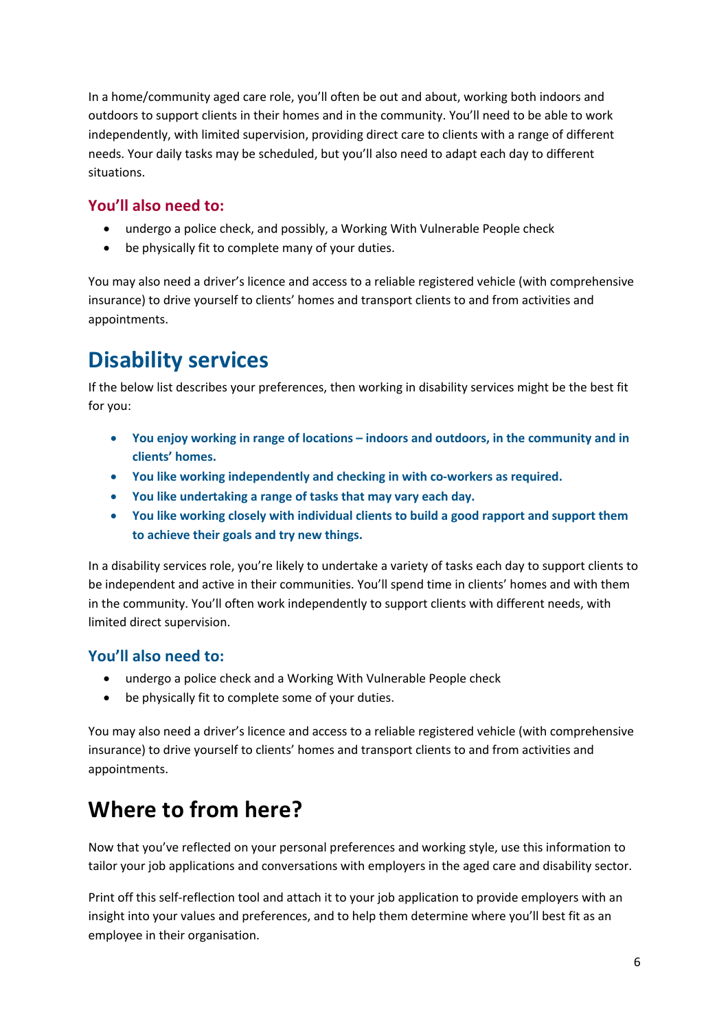In a home/community aged care role, you'll often be out and about, working both indoors and outdoors to support clients in their homes and in the community. You'll need to be able to work independently, with limited supervision, providing direct care to clients with a range of different needs. Your daily tasks may be scheduled, but you'll also need to adapt each day to different situations.

### You'll also need to:

- undergo a police check, and possibly, a Working With Vulnerable People check
- be physically fit to complete many of your duties.

You may also need a driver's licence and access to a reliable registered vehicle (with comprehensive insurance) to drive yourself to clients' homes and transport clients to and from activities and appointments.

## Disability services

If the below list describes your preferences, then working in disability services might be the best fit for you:

- **You enjoy working in range of locations – indoors and outdoors, in the community and in clients' homes.**
- **You like working independently and checking in with co-workers as required.**
- **You like undertaking a range of tasks that may vary each day.**
- **You like working closely with individual clients to build a good rapport and support them to achieve their goals and try new things.**

In a disability services role, you're likely to undertake a variety of tasks each day to support clients to be independent and active in their communities. You'll spend time in clients' homes and with them in the community. You'll often work independently to support clients with different needs, with limited direct supervision.

### You'll also need to:

- undergo a police check and a Working With Vulnerable People check
- be physically fit to complete some of your duties.

You may also need a driver's licence and access to a reliable registered vehicle (with comprehensive insurance) to drive yourself to clients' homes and transport clients to and from activities and appointments.

## Where to from here?

Now that you've reflected on your personal preferences and working style, use this information to tailor your job applications and conversations with employers in the aged care and disability sector.

Print off this self-reflection tool and attach it to your job application to provide employers with an insight into your values and preferences, and to help them determine where you'll best fit as an employee in their organisation.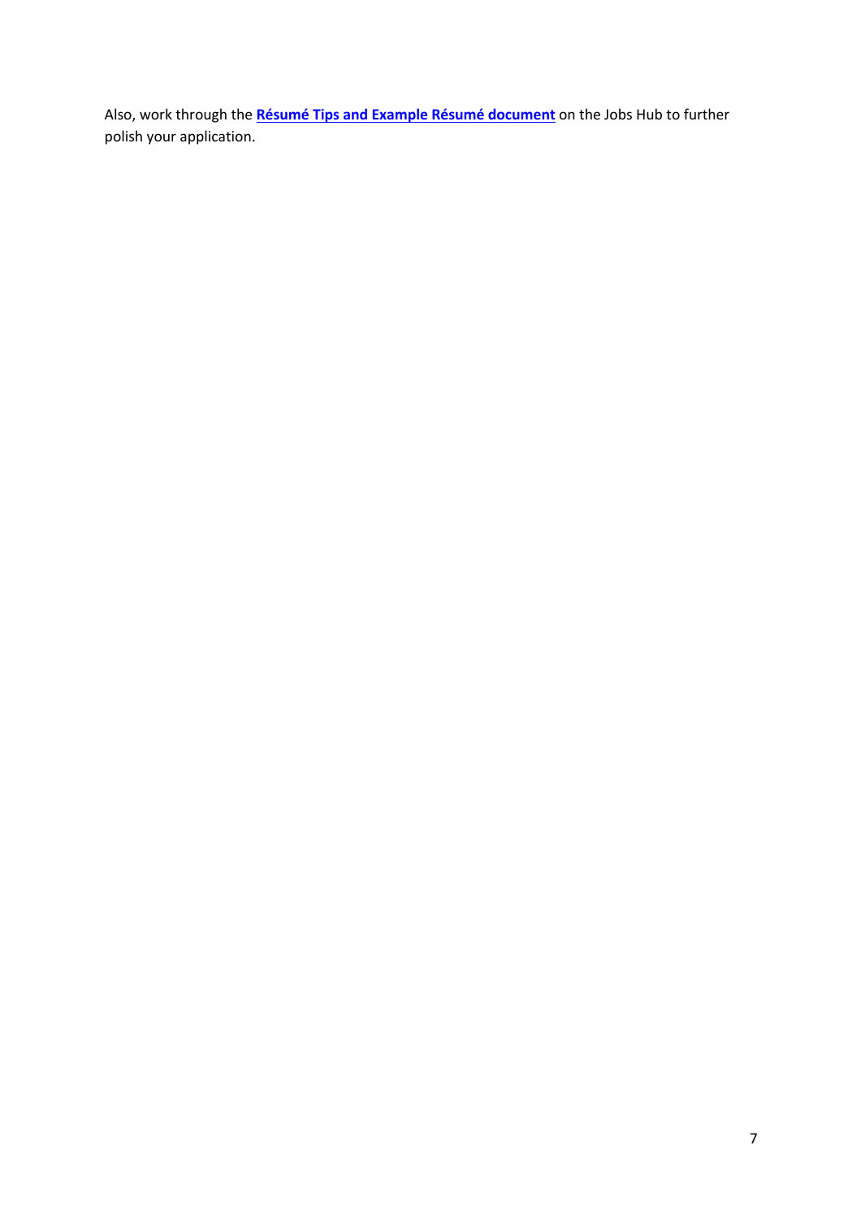Also, work through the **Résumé Tips and Example Résumé document** on the Jobs Hub to further polish your application.